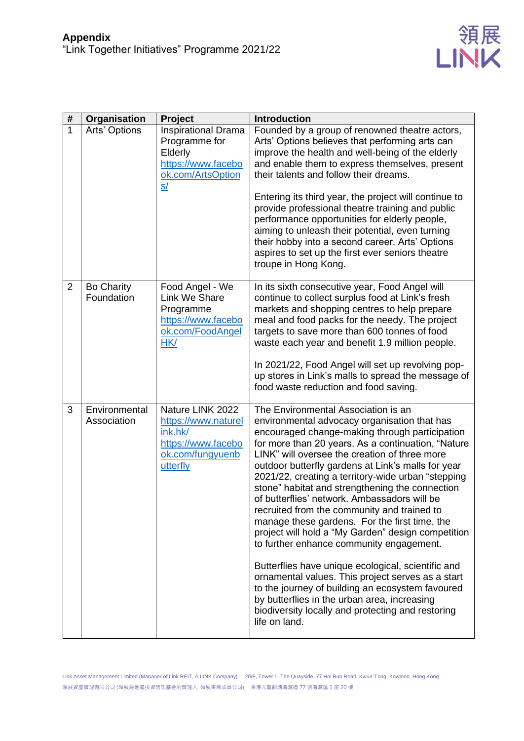**Appendix**
"Link Together Initiatives" Programme 2021/22

| # | Organisation | Project | Introduction |
|---|---|---|---|
| 1 | Arts' Options | Inspirational Drama Programme for Elderly https://www.facebook.com/ArtsOptions/ | Founded by a group of renowned theatre actors, Arts' Options believes that performing arts can improve the health and well-being of the elderly and enable them to express themselves, present their talents and follow their dreams.<br><br>Entering its third year, the project will continue to provide professional theatre training and public performance opportunities for elderly people, aiming to unleash their potential, even turning their hobby into a second career. Arts' Options aspires to set up the first ever seniors theatre troupe in Hong Kong. |
| 2 | Bo Charity Foundation | Food Angel - We Link We Share Programme https://www.facebook.com/FoodAngelHK/ | In its sixth consecutive year, Food Angel will continue to collect surplus food at Link's fresh markets and shopping centres to help prepare meal and food packs for the needy. The project targets to save more than 600 tonnes of food waste each year and benefit 1.9 million people.<br><br>In 2021/22, Food Angel will set up revolving pop-up stores in Link's malls to spread the message of food waste reduction and food saving. |
| 3 | Environmental Association | Nature LINK 2022 https://www.naturelink.hk/ https://www.facebook.com/fungyuenbutterfly | The Environmental Association is an environmental advocacy organisation that has encouraged change-making through participation for more than 20 years. As a continuation, "Nature LINK" will oversee the creation of three more outdoor butterfly gardens at Link's malls for year 2021/22, creating a territory-wide urban "stepping stone" habitat and strengthening the connection of butterflies' network. Ambassadors will be recruited from the community and trained to manage these gardens. For the first time, the project will hold a "My Garden" design competition to further enhance community engagement.<br><br>Butterflies have unique ecological, scientific and ornamental values. This project serves as a start to the journey of building an ecosystem favoured by butterflies in the urban area, increasing biodiversity locally and protecting and restoring life on land. |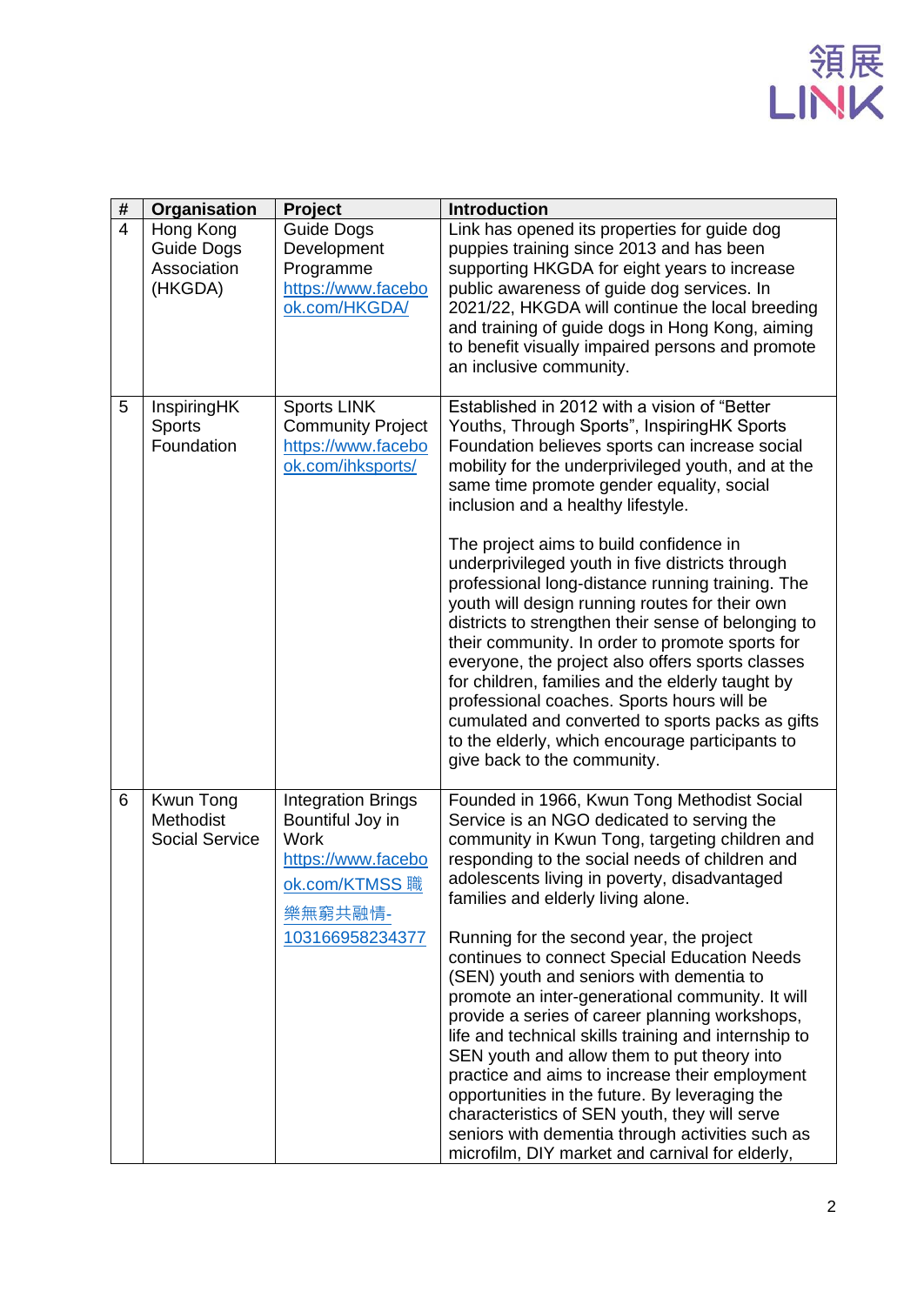| # | Organisation | Project | Introduction |
|---|---|---|---|
| 4 | Hong Kong Guide Dogs Association (HKGDA) | Guide Dogs Development Programme https://www.facebook.com/HKGDA/ | Link has opened its properties for guide dog puppies training since 2013 and has been supporting HKGDA for eight years to increase public awareness of guide dog services. In 2021/22, HKGDA will continue the local breeding and training of guide dogs in Hong Kong, aiming to benefit visually impaired persons and promote an inclusive community. |
| 5 | InspiringHK Sports Foundation | Sports LINK Community Project https://www.facebook.com/ihksports/ | Established in 2012 with a vision of "Better Youths, Through Sports", InspiringHK Sports Foundation believes sports can increase social mobility for the underprivileged youth, and at the same time promote gender equality, social inclusion and a healthy lifestyle.<br><br>The project aims to build confidence in underprivileged youth in five districts through professional long-distance running training. The youth will design running routes for their own districts to strengthen their sense of belonging to their community. In order to promote sports for everyone, the project also offers sports classes for children, families and the elderly taught by professional coaches. Sports hours will be cumulated and converted to sports packs as gifts to the elderly, which encourage participants to give back to the community. |
| 6 | Kwun Tong Methodist Social Service | Integration Brings Bountiful Joy in Work https://www.facebook.com/KTMSS 職樂無窮共融情-103166958234377 | Founded in 1966, Kwun Tong Methodist Social Service is an NGO dedicated to serving the community in Kwun Tong, targeting children and responding to the social needs of children and adolescents living in poverty, disadvantaged families and elderly living alone.<br><br>Running for the second year, the project continues to connect Special Education Needs (SEN) youth and seniors with dementia to promote an inter-generational community. It will provide a series of career planning workshops, life and technical skills training and internship to SEN youth and allow them to put theory into practice and aims to increase their employment opportunities in the future. By leveraging the characteristics of SEN youth, they will serve seniors with dementia through activities such as microfilm, DIY market and carnival for elderly, |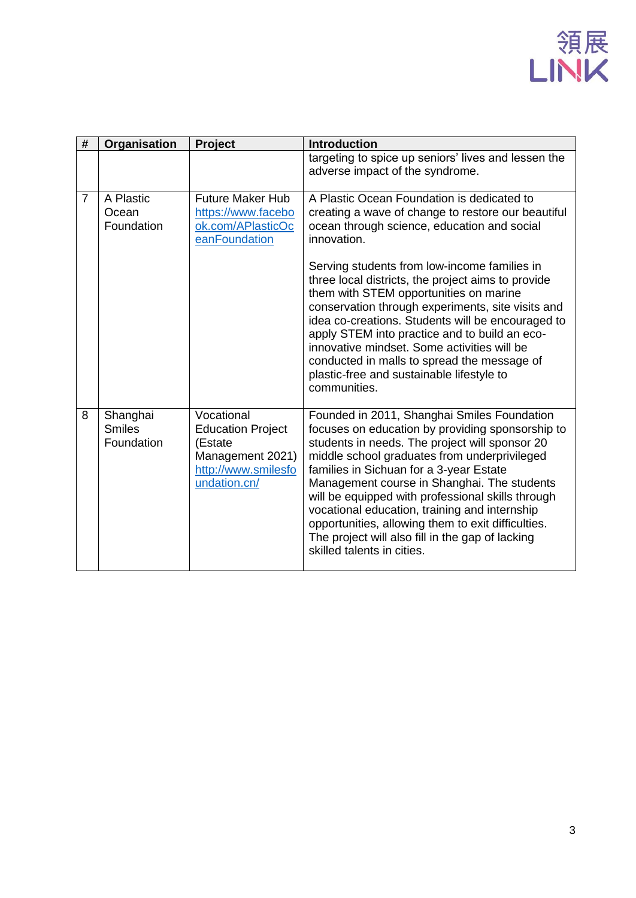| # | Organisation | Project | Introduction |
|---|---|---|---|
| | | | targeting to spice up seniors' lives and lessen the adverse impact of the syndrome. |
| 7 | A Plastic Ocean Foundation | Future Maker Hub https://www.facebook.com/APlasticOceanFoundation | A Plastic Ocean Foundation is dedicated to creating a wave of change to restore our beautiful ocean through science, education and social innovation.<br><br>Serving students from low-income families in three local districts, the project aims to provide them with STEM opportunities on marine conservation through experiments, site visits and idea co-creations. Students will be encouraged to apply STEM into practice and to build an eco-innovative mindset. Some activities will be conducted in malls to spread the message of plastic-free and sustainable lifestyle to communities. |
| 8 | Shanghai Smiles Foundation | Vocational Education Project (Estate Management 2021) http://www.smilesfoundation.cn/ | Founded in 2011, Shanghai Smiles Foundation focuses on education by providing sponsorship to students in needs. The project will sponsor 20 middle school graduates from underprivileged families in Sichuan for a 3-year Estate Management course in Shanghai. The students will be equipped with professional skills through vocational education, training and internship opportunities, allowing them to exit difficulties. The project will also fill in the gap of lacking skilled talents in cities. |